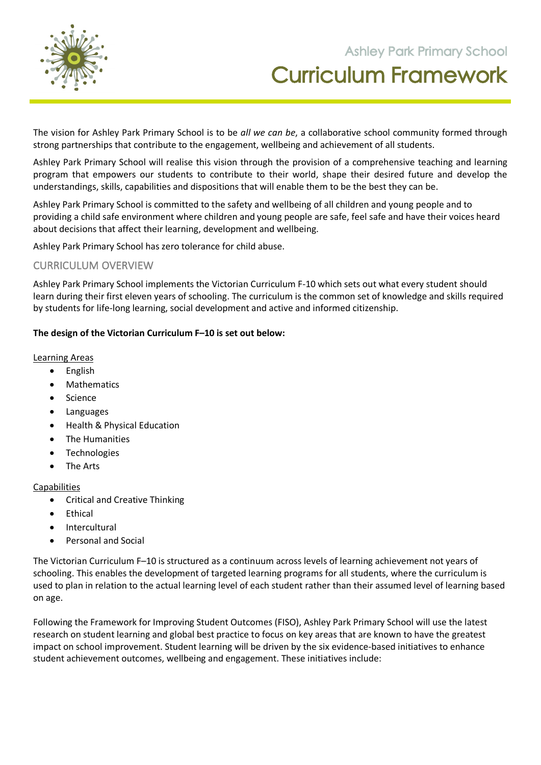Ashley Park Primary School

# Curriculum Framework

The vision for Ashley Park Primary School is to be *all we can be*, a collaborative school community formed through strong partnerships that contribute to the engagement, wellbeing and achievement of all students.

Ashley Park Primary School will realise this vision through the provision of a comprehensive teaching and learning program that empowers our students to contribute to their world, shape their desired future and develop the understandings, skills, capabilities and dispositions that will enable them to be the best they can be.

Ashley Park Primary School is committed to the safety and wellbeing of all children and young people and to providing a child safe environment where children and young people are safe, feel safe and have their voices heard about decisions that affect their learning, development and wellbeing.

Ashley Park Primary School has zero tolerance for child abuse.

## CURRICULUM OVERVIEW

Ashley Park Primary School implements the Victorian Curriculum F-10 which sets out what every student should learn during their first eleven years of schooling. The curriculum is the common set of knowledge and skills required by students for life-long learning, social development and active and informed citizenship.

**The design of the Victorian Curriculum F–10 is set out below:**

Learning Areas

- English
- Mathematics
- Science
- Languages
- Health & Physical Education
- The Humanities
- Technologies
- The Arts

Capabilities

- Critical and Creative Thinking
- Ethical
- Intercultural
- Personal and Social

The Victorian Curriculum F–10 is structured as a continuum across levels of learning achievement not years of schooling. This enables the development of targeted learning programs for all students, where the curriculum is used to plan in relation to the actual learning level of each student rather than their assumed level of learning based on age.

Following the Framework for Improving Student Outcomes (FISO), Ashley Park Primary School will use the latest research on student learning and global best practice to focus on key areas that are known to have the greatest impact on school improvement. Student learning will be driven by the six evidence-based initiatives to enhance student achievement outcomes, wellbeing and engagement. These initiatives include: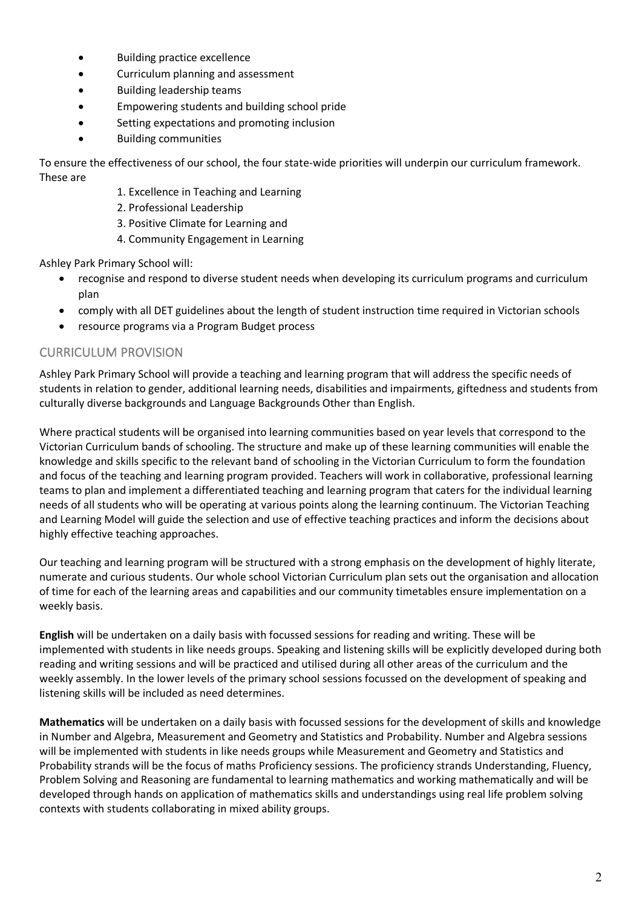- Building practice excellence
- Curriculum planning and assessment
- Building leadership teams
- Empowering students and building school pride
- Setting expectations and promoting inclusion
- Building communities

To ensure the effectiveness of our school, the four state-wide priorities will underpin our curriculum framework. These are

1. Excellence in Teaching and Learning
2. Professional Leadership
3. Positive Climate for Learning and
4. Community Engagement in Learning

Ashley Park Primary School will:

- recognise and respond to diverse student needs when developing its curriculum programs and curriculum plan
- comply with all DET guidelines about the length of student instruction time required in Victorian schools
- resource programs via a Program Budget process

## CURRICULUM PROVISION

Ashley Park Primary School will provide a teaching and learning program that will address the specific needs of students in relation to gender, additional learning needs, disabilities and impairments, giftedness and students from culturally diverse backgrounds and Language Backgrounds Other than English.

Where practical students will be organised into learning communities based on year levels that correspond to the Victorian Curriculum bands of schooling. The structure and make up of these learning communities will enable the knowledge and skills specific to the relevant band of schooling in the Victorian Curriculum to form the foundation and focus of the teaching and learning program provided. Teachers will work in collaborative, professional learning teams to plan and implement a differentiated teaching and learning program that caters for the individual learning needs of all students who will be operating at various points along the learning continuum. The Victorian Teaching and Learning Model will guide the selection and use of effective teaching practices and inform the decisions about highly effective teaching approaches.

Our teaching and learning program will be structured with a strong emphasis on the development of highly literate, numerate and curious students. Our whole school Victorian Curriculum plan sets out the organisation and allocation of time for each of the learning areas and capabilities and our community timetables ensure implementation on a weekly basis.

**English** will be undertaken on a daily basis with focussed sessions for reading and writing. These will be implemented with students in like needs groups. Speaking and listening skills will be explicitly developed during both reading and writing sessions and will be practiced and utilised during all other areas of the curriculum and the weekly assembly. In the lower levels of the primary school sessions focussed on the development of speaking and listening skills will be included as need determines.

**Mathematics** will be undertaken on a daily basis with focussed sessions for the development of skills and knowledge in Number and Algebra, Measurement and Geometry and Statistics and Probability. Number and Algebra sessions will be implemented with students in like needs groups while Measurement and Geometry and Statistics and Probability strands will be the focus of maths Proficiency sessions. The proficiency strands Understanding, Fluency, Problem Solving and Reasoning are fundamental to learning mathematics and working mathematically and will be developed through hands on application of mathematics skills and understandings using real life problem solving contexts with students collaborating in mixed ability groups.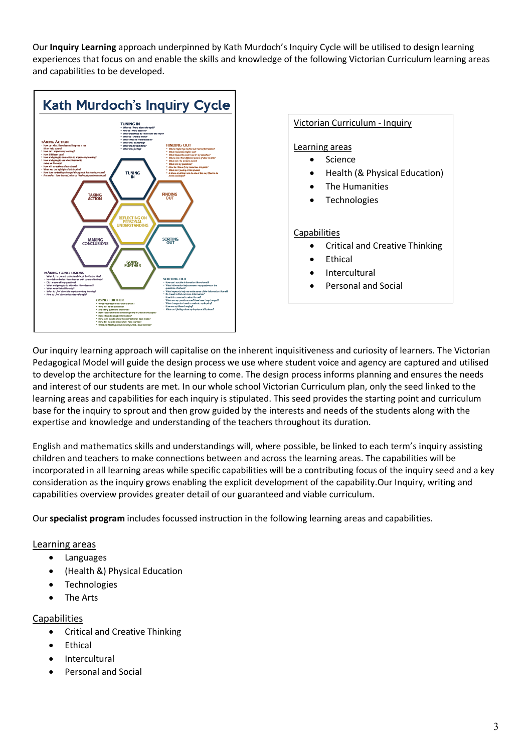Our **Inquiry Learning** approach underpinned by Kath Murdoch's Inquiry Cycle will be utilised to design learning experiences that focus on and enable the skills and knowledge of the following Victorian Curriculum learning areas and capabilities to be developed.

**Kath Murdoch's Inquiry Cycle**

Victorian Curriculum - Inquiry

Learning areas

- Science
- Health (& Physical Education)
- The Humanities
- Technologies

Capabilities

- Critical and Creative Thinking
- Ethical
- Intercultural
- Personal and Social

Our inquiry learning approach will capitalise on the inherent inquisitiveness and curiosity of learners. The Victorian Pedagogical Model will guide the design process we use where student voice and agency are captured and utilised to develop the architecture for the learning to come. The design process informs planning and ensures the needs and interest of our students are met. In our whole school Victorian Curriculum plan, only the seed linked to the learning areas and capabilities for each inquiry is stipulated. This seed provides the starting point and curriculum base for the inquiry to sprout and then grow guided by the interests and needs of the students along with the expertise and knowledge and understanding of the teachers throughout its duration.

English and mathematics skills and understandings will, where possible, be linked to each term's inquiry assisting children and teachers to make connections between and across the learning areas. The capabilities will be incorporated in all learning areas while specific capabilities will be a contributing focus of the inquiry seed and a key consideration as the inquiry grows enabling the explicit development of the capability.Our Inquiry, writing and capabilities overview provides greater detail of our guaranteed and viable curriculum.

Our **specialist program** includes focussed instruction in the following learning areas and capabilities.

Learning areas

- Languages
- (Health &) Physical Education
- Technologies
- The Arts

Capabilities

- Critical and Creative Thinking
- Ethical
- Intercultural
- Personal and Social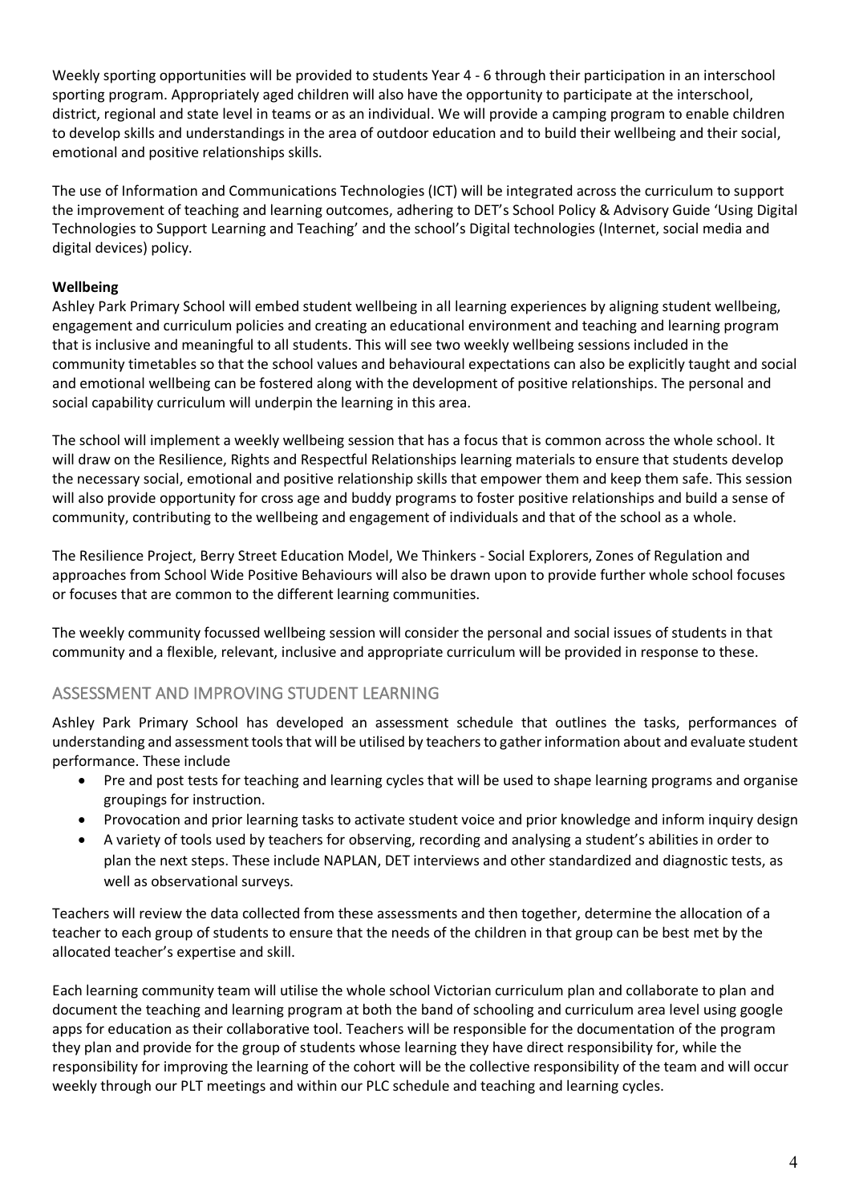Weekly sporting opportunities will be provided to students Year 4 - 6 through their participation in an interschool sporting program. Appropriately aged children will also have the opportunity to participate at the interschool, district, regional and state level in teams or as an individual. We will provide a camping program to enable children to develop skills and understandings in the area of outdoor education and to build their wellbeing and their social, emotional and positive relationships skills.

The use of Information and Communications Technologies (ICT) will be integrated across the curriculum to support the improvement of teaching and learning outcomes, adhering to DET's School Policy & Advisory Guide 'Using Digital Technologies to Support Learning and Teaching' and the school's Digital technologies (Internet, social media and digital devices) policy.

**Wellbeing**

Ashley Park Primary School will embed student wellbeing in all learning experiences by aligning student wellbeing, engagement and curriculum policies and creating an educational environment and teaching and learning program that is inclusive and meaningful to all students. This will see two weekly wellbeing sessions included in the community timetables so that the school values and behavioural expectations can also be explicitly taught and social and emotional wellbeing can be fostered along with the development of positive relationships. The personal and social capability curriculum will underpin the learning in this area.

The school will implement a weekly wellbeing session that has a focus that is common across the whole school. It will draw on the Resilience, Rights and Respectful Relationships learning materials to ensure that students develop the necessary social, emotional and positive relationship skills that empower them and keep them safe. This session will also provide opportunity for cross age and buddy programs to foster positive relationships and build a sense of community, contributing to the wellbeing and engagement of individuals and that of the school as a whole.

The Resilience Project, Berry Street Education Model, We Thinkers - Social Explorers, Zones of Regulation and approaches from School Wide Positive Behaviours will also be drawn upon to provide further whole school focuses or focuses that are common to the different learning communities.

The weekly community focussed wellbeing session will consider the personal and social issues of students in that community and a flexible, relevant, inclusive and appropriate curriculum will be provided in response to these.

## ASSESSMENT AND IMPROVING STUDENT LEARNING

Ashley Park Primary School has developed an assessment schedule that outlines the tasks, performances of understanding and assessment tools that will be utilised by teachers to gather information about and evaluate student performance. These include

- Pre and post tests for teaching and learning cycles that will be used to shape learning programs and organise groupings for instruction.
- Provocation and prior learning tasks to activate student voice and prior knowledge and inform inquiry design
- A variety of tools used by teachers for observing, recording and analysing a student's abilities in order to plan the next steps. These include NAPLAN, DET interviews and other standardized and diagnostic tests, as well as observational surveys.

Teachers will review the data collected from these assessments and then together, determine the allocation of a teacher to each group of students to ensure that the needs of the children in that group can be best met by the allocated teacher's expertise and skill.

Each learning community team will utilise the whole school Victorian curriculum plan and collaborate to plan and document the teaching and learning program at both the band of schooling and curriculum area level using google apps for education as their collaborative tool. Teachers will be responsible for the documentation of the program they plan and provide for the group of students whose learning they have direct responsibility for, while the responsibility for improving the learning of the cohort will be the collective responsibility of the team and will occur weekly through our PLT meetings and within our PLC schedule and teaching and learning cycles.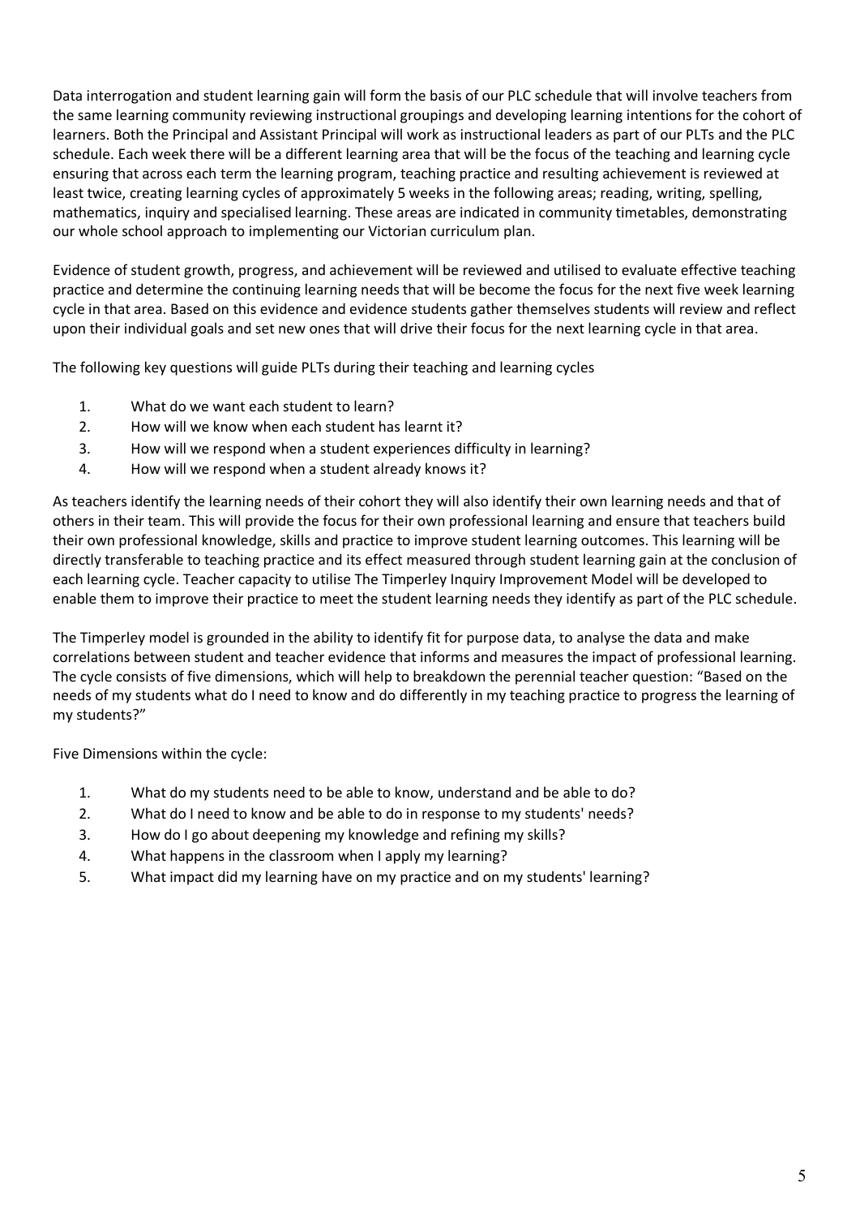Data interrogation and student learning gain will form the basis of our PLC schedule that will involve teachers from the same learning community reviewing instructional groupings and developing learning intentions for the cohort of learners. Both the Principal and Assistant Principal will work as instructional leaders as part of our PLTs and the PLC schedule. Each week there will be a different learning area that will be the focus of the teaching and learning cycle ensuring that across each term the learning program, teaching practice and resulting achievement is reviewed at least twice, creating learning cycles of approximately 5 weeks in the following areas; reading, writing, spelling, mathematics, inquiry and specialised learning. These areas are indicated in community timetables, demonstrating our whole school approach to implementing our Victorian curriculum plan.

Evidence of student growth, progress, and achievement will be reviewed and utilised to evaluate effective teaching practice and determine the continuing learning needs that will be become the focus for the next five week learning cycle in that area. Based on this evidence and evidence students gather themselves students will review and reflect upon their individual goals and set new ones that will drive their focus for the next learning cycle in that area.

The following key questions will guide PLTs during their teaching and learning cycles

1. What do we want each student to learn?
2. How will we know when each student has learnt it?
3. How will we respond when a student experiences difficulty in learning?
4. How will we respond when a student already knows it?

As teachers identify the learning needs of their cohort they will also identify their own learning needs and that of others in their team. This will provide the focus for their own professional learning and ensure that teachers build their own professional knowledge, skills and practice to improve student learning outcomes. This learning will be directly transferable to teaching practice and its effect measured through student learning gain at the conclusion of each learning cycle. Teacher capacity to utilise The Timperley Inquiry Improvement Model will be developed to enable them to improve their practice to meet the student learning needs they identify as part of the PLC schedule.

The Timperley model is grounded in the ability to identify fit for purpose data, to analyse the data and make correlations between student and teacher evidence that informs and measures the impact of professional learning. The cycle consists of five dimensions, which will help to breakdown the perennial teacher question: "Based on the needs of my students what do I need to know and do differently in my teaching practice to progress the learning of my students?"

Five Dimensions within the cycle:

1. What do my students need to be able to know, understand and be able to do?
2. What do I need to know and be able to do in response to my students' needs?
3. How do I go about deepening my knowledge and refining my skills?
4. What happens in the classroom when I apply my learning?
5. What impact did my learning have on my practice and on my students' learning?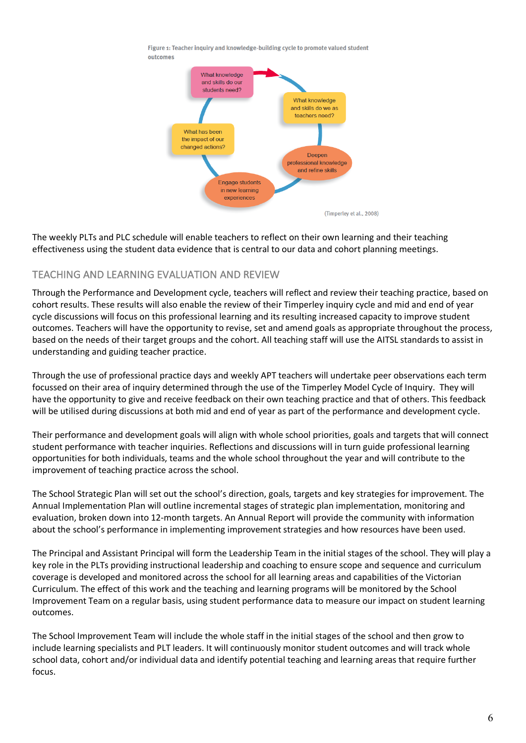Figure 1: Teacher inquiry and knowledge-building cycle to promote valued student outcomes

What knowledge and skills do our students need?

What knowledge and skills do we as teachers need?

Deepen professional knowledge and refine skills

Engage students in new learning experiences

What has been the impact of our changed actions?

(Timperley et al., 2008)

The weekly PLTs and PLC schedule will enable teachers to reflect on their own learning and their teaching effectiveness using the student data evidence that is central to our data and cohort planning meetings.

## TEACHING AND LEARNING EVALUATION AND REVIEW

Through the Performance and Development cycle, teachers will reflect and review their teaching practice, based on cohort results. These results will also enable the review of their Timperley inquiry cycle and mid and end of year cycle discussions will focus on this professional learning and its resulting increased capacity to improve student outcomes. Teachers will have the opportunity to revise, set and amend goals as appropriate throughout the process, based on the needs of their target groups and the cohort. All teaching staff will use the AITSL standards to assist in understanding and guiding teacher practice.

Through the use of professional practice days and weekly APT teachers will undertake peer observations each term focussed on their area of inquiry determined through the use of the Timperley Model Cycle of Inquiry. They will have the opportunity to give and receive feedback on their own teaching practice and that of others. This feedback will be utilised during discussions at both mid and end of year as part of the performance and development cycle.

Their performance and development goals will align with whole school priorities, goals and targets that will connect student performance with teacher inquiries. Reflections and discussions will in turn guide professional learning opportunities for both individuals, teams and the whole school throughout the year and will contribute to the improvement of teaching practice across the school.

The School Strategic Plan will set out the school's direction, goals, targets and key strategies for improvement. The Annual Implementation Plan will outline incremental stages of strategic plan implementation, monitoring and evaluation, broken down into 12-month targets. An Annual Report will provide the community with information about the school's performance in implementing improvement strategies and how resources have been used.

The Principal and Assistant Principal will form the Leadership Team in the initial stages of the school. They will play a key role in the PLTs providing instructional leadership and coaching to ensure scope and sequence and curriculum coverage is developed and monitored across the school for all learning areas and capabilities of the Victorian Curriculum. The effect of this work and the teaching and learning programs will be monitored by the School Improvement Team on a regular basis, using student performance data to measure our impact on student learning outcomes.

The School Improvement Team will include the whole staff in the initial stages of the school and then grow to include learning specialists and PLT leaders. It will continuously monitor student outcomes and will track whole school data, cohort and/or individual data and identify potential teaching and learning areas that require further focus.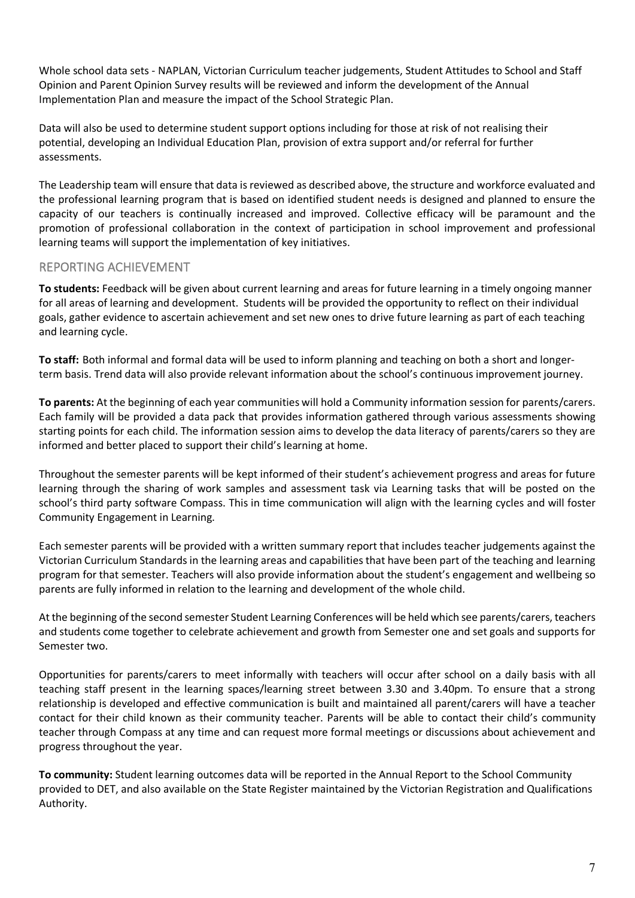Whole school data sets - NAPLAN, Victorian Curriculum teacher judgements, Student Attitudes to School and Staff Opinion and Parent Opinion Survey results will be reviewed and inform the development of the Annual Implementation Plan and measure the impact of the School Strategic Plan.

Data will also be used to determine student support options including for those at risk of not realising their potential, developing an Individual Education Plan, provision of extra support and/or referral for further assessments.

The Leadership team will ensure that data is reviewed as described above, the structure and workforce evaluated and the professional learning program that is based on identified student needs is designed and planned to ensure the capacity of our teachers is continually increased and improved. Collective efficacy will be paramount and the promotion of professional collaboration in the context of participation in school improvement and professional learning teams will support the implementation of key initiatives.

## REPORTING ACHIEVEMENT

**To students:** Feedback will be given about current learning and areas for future learning in a timely ongoing manner for all areas of learning and development. Students will be provided the opportunity to reflect on their individual goals, gather evidence to ascertain achievement and set new ones to drive future learning as part of each teaching and learning cycle.

**To staff:** Both informal and formal data will be used to inform planning and teaching on both a short and longer-term basis. Trend data will also provide relevant information about the school's continuous improvement journey.

**To parents:** At the beginning of each year communities will hold a Community information session for parents/carers. Each family will be provided a data pack that provides information gathered through various assessments showing starting points for each child. The information session aims to develop the data literacy of parents/carers so they are informed and better placed to support their child's learning at home.

Throughout the semester parents will be kept informed of their student's achievement progress and areas for future learning through the sharing of work samples and assessment task via Learning tasks that will be posted on the school's third party software Compass. This in time communication will align with the learning cycles and will foster Community Engagement in Learning.

Each semester parents will be provided with a written summary report that includes teacher judgements against the Victorian Curriculum Standards in the learning areas and capabilities that have been part of the teaching and learning program for that semester. Teachers will also provide information about the student's engagement and wellbeing so parents are fully informed in relation to the learning and development of the whole child.

At the beginning of the second semester Student Learning Conferences will be held which see parents/carers, teachers and students come together to celebrate achievement and growth from Semester one and set goals and supports for Semester two.

Opportunities for parents/carers to meet informally with teachers will occur after school on a daily basis with all teaching staff present in the learning spaces/learning street between 3.30 and 3.40pm. To ensure that a strong relationship is developed and effective communication is built and maintained all parent/carers will have a teacher contact for their child known as their community teacher. Parents will be able to contact their child's community teacher through Compass at any time and can request more formal meetings or discussions about achievement and progress throughout the year.

**To community:** Student learning outcomes data will be reported in the Annual Report to the School Community provided to DET, and also available on the State Register maintained by the Victorian Registration and Qualifications Authority.